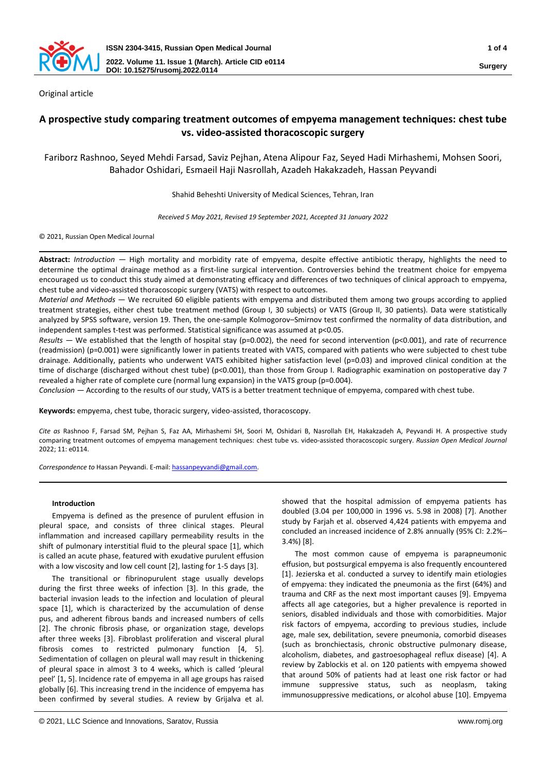Original article

# A prospective study comparing treatment outcomes of empyema management techniques: chest tube vs. video-assisted thoracoscopic surgery

Fariborz Rashnoo, Seyed Mehdi Farsad, Saviz Pejhan, Atena Alipour Faz, Seyed Hadi Mirhashemi, Mohsen Soori, Bahador Oshidari, Esmaeil Haji Nasrollah, Azadeh Hakakzadeh, Hassan Peyvandi

Shahid Beheshti University of Medical Sciences, Tehran, Iran

*Received 5 May 2021, Revised 19 September 2021, Accepted 31 January 2022*

© 2021, Russian Open Medical Journal

**Abstract:** *Introduction* — High mortality and morbidity rate of empyema, despite effective antibiotic therapy, highlights the need to determine the optimal drainage method as a first-line surgical intervention. Controversies behind the treatment choice for empyema encouraged us to conduct this study aimed at demonstrating efficacy and differences of two techniques of clinical approach to empyema, chest tube and video-assisted thoracoscopic surgery (VATS) with respect to outcomes.

*Material and Methods* — We recruited 60 eligible patients with empyema and distributed them among two groups according to applied treatment strategies, either chest tube treatment method (Group I, 30 subjects) or VATS (Group II, 30 patients). Data were statistically analyzed by SPSS software, version 19. Then, the one-sample Kolmogorov–Smirnov test confirmed the normality of data distribution, and independent samples t-test was performed. Statistical significance was assumed at p<0.05.

*Results* — We established that the length of hospital stay (p=0.002), the need for second intervention (p<0.001), and rate of recurrence (readmission) (p=0.001) were significantly lower in patients treated with VATS, compared with patients who were subjected to chest tube drainage. Additionally, patients who underwent VATS exhibited higher satisfaction level (p=0.03) and improved clinical condition at the time of discharge (discharged without chest tube) (p<0.001), than those from Group I. Radiographic examination on postoperative day 7 revealed a higher rate of complete cure (normal lung expansion) in the VATS group (p=0.004).

*Conclusion* — According to the results of our study, VATS is a better treatment technique of empyema, compared with chest tube.

**Keywords:** empyema, chest tube, thoracic surgery, video-assisted, thoracoscopy.

*Cite as* Rashnoo F, Farsad SM, Pejhan S, Faz AA, Mirhashemi SH, Soori M, Oshidari B, Nasrollah EH, Hakakzadeh A, Peyvandi H. A prospective study comparing treatment outcomes of empyema management techniques: chest tube vs. video-assisted thoracoscopic surgery. *Russian Open Medical Journal* 2022; 11: e0114.

*Correspondence to* Hassan Peyvandi. E-mail: hassanpeyvandi@gmail.com.

### Introduction

Empyema is defined as the presence of purulent effusion in pleural space, and consists of three clinical stages. Pleural inflammation and increased capillary permeability results in the shift of pulmonary interstitial fluid to the pleural space [1], which is called an acute phase, featured with exudative purulent effusion with a low viscosity and low cell count [2], lasting for 1-5 days [3].

The transitional or fibrinopurulent stage usually develops during the first three weeks of infection [3]. In this grade, the bacterial invasion leads to the infection and loculation of pleural space [1], which is characterized by the accumulation of dense pus, and adherent fibrous bands and increased numbers of cells [2]. The chronic fibrosis phase, or organization stage, develops after three weeks [3]. Fibroblast proliferation and visceral plural fibrosis comes to restricted pulmonary function [4, 5]. Sedimentation of collagen on pleural wall may result in thickening of pleural space in almost 3 to 4 weeks, which is called 'pleural peel' [1, 5]. Incidence rate of empyema in all age groups has raised globally [6]. This increasing trend in the incidence of empyema has been confirmed by several studies. A review by Grijalva et al. showed that the hospital admission of empyema patients has doubled (3.04 per 100,000 in 1996 vs. 5.98 in 2008) [7]. Another study by Farjah et al. observed 4,424 patients with empyema and concluded an increased incidence of 2.8% annually (95% CI: 2.2%–3.4%) [8].

The most common cause of empyema is parapneumonic effusion, but postsurgical empyema is also frequently encountered [1]. Jezierska et al. conducted a survey to identify main etiologies of empyema: they indicated the pneumonia as the first (64%) and trauma and CRF as the next most important causes [9]. Empyema affects all age categories, but a higher prevalence is reported in seniors, disabled individuals and those with comorbidities. Major risk factors of empyema, according to previous studies, include age, male sex, debilitation, severe pneumonia, comorbid diseases (such as bronchiectasis, chronic obstructive pulmonary disease, alcoholism, diabetes, and gastroesophageal reflux disease) [4]. A review by Zablockis et al. on 120 patients with empyema showed that around 50% of patients had at least one risk factor or had immune suppressive status, such as neoplasm, taking immunosuppressive medications, or alcohol abuse [10]. Empyema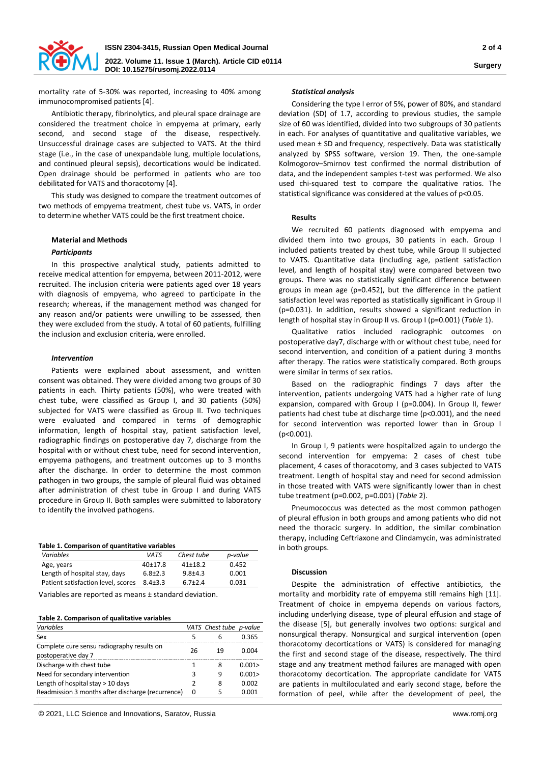mortality rate of 5-30% was reported, increasing to 40% among immunocompromised patients [4].

Antibiotic therapy, fibrinolytics, and pleural space drainage are considered the treatment choice in empyema at primary, early second, and second stage of the disease, respectively. Unsuccessful drainage cases are subjected to VATS. At the third stage (i.e., in the case of unexpandable lung, multiple loculations, and continued pleural sepsis), decortications would be indicated. Open drainage should be performed in patients who are too debilitated for VATS and thoracotomy [4].

This study was designed to compare the treatment outcomes of two methods of empyema treatment, chest tube vs. VATS, in order to determine whether VATS could be the first treatment choice.

## Material and Methods

### *Participants*

In this prospective analytical study, patients admitted to receive medical attention for empyema, between 2011-2012, were recruited. The inclusion criteria were patients aged over 18 years with diagnosis of empyema, who agreed to participate in the research; whereas, if the management method was changed for any reason and/or patients were unwilling to be assessed, then they were excluded from the study. A total of 60 patients, fulfilling the inclusion and exclusion criteria, were enrolled.

### *Intervention*

Patients were explained about assessment, and written consent was obtained. They were divided among two groups of 30 patients in each. Thirty patients (50%), who were treated with chest tube, were classified as Group I, and 30 patients (50%) subjected for VATS were classified as Group II. Two techniques were evaluated and compared in terms of demographic information, length of hospital stay, patient satisfaction level, radiographic findings on postoperative day 7, discharge from the hospital with or without chest tube, need for second intervention, empyema pathogens, and treatment outcomes up to 3 months after the discharge. In order to determine the most common pathogen in two groups, the sample of pleural fluid was obtained after administration of chest tube in Group I and during VATS procedure in Group II. Both samples were submitted to laboratory to identify the involved pathogens.

**Table 1. Comparison of quantitative variables**

| *Variables* | *VATS* | *Chest tube* | *p-value* |
|---|---|---|---|
| Age, years | 40±17.8 | 41±18.2 | 0.452 |
| Length of hospital stay, days | 6.8±2.3 | 9.8±4.3 | 0.001 |
| Patient satisfaction level, scores | 8.4±3.3 | 6.7±2.4 | 0.031 |

Variables are reported as means ± standard deviation.

**Table 2. Comparison of qualitative variables**

| *Variables* | *VATS* | *Chest tube* | *p-value* |
|---|---|---|---|
| Sex | 5 | 6 | 0.365 |
| Complete cure sensu radiography results on postoperative day 7 | 26 | 19 | 0.004 |
| Discharge with chest tube | 1 | 8 | 0.001> |
| Need for secondary intervention | 3 | 9 | 0.001> |
| Length of hospital stay > 10 days | 2 | 8 | 0.002 |
| Readmission 3 months after discharge (recurrence) | 0 | 5 | 0.001 |

### *Statistical analysis*

Considering the type I error of 5%, power of 80%, and standard deviation (SD) of 1.7, according to previous studies, the sample size of 60 was identified, divided into two subgroups of 30 patients in each. For analyses of quantitative and qualitative variables, we used mean ± SD and frequency, respectively. Data was statistically analyzed by SPSS software, version 19. Then, the one-sample Kolmogorov–Smirnov test confirmed the normal distribution of data, and the independent samples t-test was performed. We also used chi-squared test to compare the qualitative ratios. The statistical significance was considered at the values of $p<0.05$.

## Results

We recruited 60 patients diagnosed with empyema and divided them into two groups, 30 patients in each. Group I included patients treated by chest tube, while Group II subjected to VATS. Quantitative data (including age, patient satisfaction level, and length of hospital stay) were compared between two groups. There was no statistically significant difference between groups in mean age (p=0.452), but the difference in the patient satisfaction level was reported as statistically significant in Group II (p=0.031). In addition, results showed a significant reduction in length of hospital stay in Group II vs. Group I (p=0.001) (*Table* 1).

Qualitative ratios included radiographic outcomes on postoperative day7, discharge with or without chest tube, need for second intervention, and condition of a patient during 3 months after therapy. The ratios were statistically compared. Both groups were similar in terms of sex ratios.

Based on the radiographic findings 7 days after the intervention, patients undergoing VATS had a higher rate of lung expansion, compared with Group I (p=0.004). In Group II, fewer patients had chest tube at discharge time ($p<0.001$), and the need for second intervention was reported lower than in Group I ($p<0.001$).

In Group I, 9 patients were hospitalized again to undergo the second intervention for empyema: 2 cases of chest tube placement, 4 cases of thoracotomy, and 3 cases subjected to VATS treatment. Length of hospital stay and need for second admission in those treated with VATS were significantly lower than in chest tube treatment (p=0.002, p=0.001) (*Table* 2).

Pneumococcus was detected as the most common pathogen of pleural effusion in both groups and among patients who did not need the thoracic surgery. In addition, the similar combination therapy, including Ceftriaxone and Clindamycin, was administrated in both groups.

## Discussion

Despite the administration of effective antibiotics, the mortality and morbidity rate of empyema still remains high [11]. Treatment of choice in empyema depends on various factors, including underlying disease, type of pleural effusion and stage of the disease [5], but generally involves two options: surgical and nonsurgical therapy. Nonsurgical and surgical intervention (open thoracotomy decortications or VATS) is considered for managing the first and second stage of the disease, respectively. The third stage and any treatment method failures are managed with open thoracotomy decortication. The appropriate candidate for VATS are patients in multiloculated and early second stage, before the formation of peel, while after the development of peel, the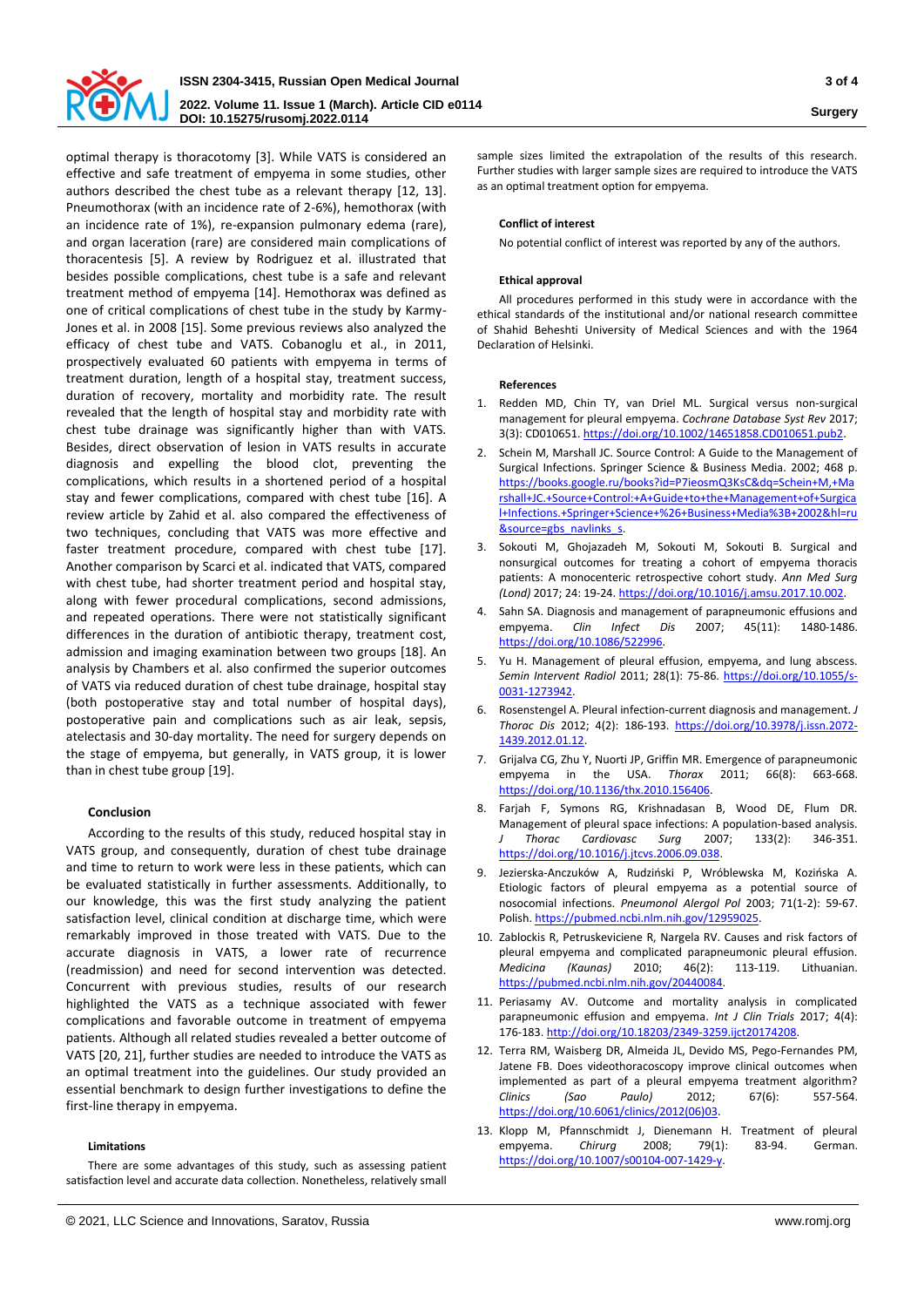optimal therapy is thoracotomy [3]. While VATS is considered an effective and safe treatment of empyema in some studies, other authors described the chest tube as a relevant therapy [12, 13]. Pneumothorax (with an incidence rate of 2-6%), hemothorax (with an incidence rate of 1%), re-expansion pulmonary edema (rare), and organ laceration (rare) are considered main complications of thoracentesis [5]. A review by Rodriguez et al. illustrated that besides possible complications, chest tube is a safe and relevant treatment method of empyema [14]. Hemothorax was defined as one of critical complications of chest tube in the study by Karmy-Jones et al. in 2008 [15]. Some previous reviews also analyzed the efficacy of chest tube and VATS. Cobanoglu et al., in 2011, prospectively evaluated 60 patients with empyema in terms of treatment duration, length of a hospital stay, treatment success, duration of recovery, mortality and morbidity rate. The result revealed that the length of hospital stay and morbidity rate with chest tube drainage was significantly higher than with VATS. Besides, direct observation of lesion in VATS results in accurate diagnosis and expelling the blood clot, preventing the complications, which results in a shortened period of a hospital stay and fewer complications, compared with chest tube [16]. A review article by Zahid et al. also compared the effectiveness of two techniques, concluding that VATS was more effective and faster treatment procedure, compared with chest tube [17]. Another comparison by Scarci et al. indicated that VATS, compared with chest tube, had shorter treatment period and hospital stay, along with fewer procedural complications, second admissions, and repeated operations. There were not statistically significant differences in the duration of antibiotic therapy, treatment cost, admission and imaging examination between two groups [18]. An analysis by Chambers et al. also confirmed the superior outcomes of VATS via reduced duration of chest tube drainage, hospital stay (both postoperative stay and total number of hospital days), postoperative pain and complications such as air leak, sepsis, atelectasis and 30-day mortality. The need for surgery depends on the stage of empyema, but generally, in VATS group, it is lower than in chest tube group [19].

## Conclusion

According to the results of this study, reduced hospital stay in VATS group, and consequently, duration of chest tube drainage and time to return to work were less in these patients, which can be evaluated statistically in further assessments. Additionally, to our knowledge, this was the first study analyzing the patient satisfaction level, clinical condition at discharge time, which were remarkably improved in those treated with VATS. Due to the accurate diagnosis in VATS, a lower rate of recurrence (readmission) and need for second intervention was detected. Concurrent with previous studies, results of our research highlighted the VATS as a technique associated with fewer complications and favorable outcome in treatment of empyema patients. Although all related studies revealed a better outcome of VATS [20, 21], further studies are needed to introduce the VATS as an optimal treatment into the guidelines. Our study provided an essential benchmark to design further investigations to define the first-line therapy in empyema.

### Limitations

There are some advantages of this study, such as assessing patient satisfaction level and accurate data collection. Nonetheless, relatively small sample sizes limited the extrapolation of the results of this research. Further studies with larger sample sizes are required to introduce the VATS as an optimal treatment option for empyema.

### Conflict of interest

No potential conflict of interest was reported by any of the authors.

### Ethical approval

All procedures performed in this study were in accordance with the ethical standards of the institutional and/or national research committee of Shahid Beheshti University of Medical Sciences and with the 1964 Declaration of Helsinki.

### References

1. Redden MD, Chin TY, van Driel ML. Surgical versus non-surgical management for pleural empyema. *Cochrane Database Syst Rev* 2017; 3(3): CD010651. https://doi.org/10.1002/14651858.CD010651.pub2.
2. Schein M, Marshall JC. Source Control: A Guide to the Management of Surgical Infections. Springer Science & Business Media. 2002; 468 p. https://books.google.ru/books?id=P7ieosmQ3KsC&dq=Schein+M,+Marshall+JC.+Source+Control:+A+Guide+to+the+Management+of+Surgical+Infections.+Springer+Science+%26+Business+Media%3B+2002&hl=ru&source=gbs_navlinks_s.
3. Sokouti M, Ghojazadeh M, Sokouti M, Sokouti B. Surgical and nonsurgical outcomes for treating a cohort of empyema thoracis patients: A monocenteric retrospective cohort study. *Ann Med Surg (Lond)* 2017; 24: 19-24. https://doi.org/10.1016/j.amsu.2017.10.002.
4. Sahn SA. Diagnosis and management of parapneumonic effusions and empyema. *Clin Infect Dis* 2007; 45(11): 1480-1486. https://doi.org/10.1086/522996.
5. Yu H. Management of pleural effusion, empyema, and lung abscess. *Semin Intervent Radiol* 2011; 28(1): 75-86. https://doi.org/10.1055/s-0031-1273942.
6. Rosenstengel A. Pleural infection-current diagnosis and management. *J Thorac Dis* 2012; 4(2): 186-193. https://doi.org/10.3978/j.issn.2072-1439.2012.01.12.
7. Grijalva CG, Zhu Y, Nuorti JP, Griffin MR. Emergence of parapneumonic empyema in the USA. *Thorax* 2011; 66(8): 663-668. https://doi.org/10.1136/thx.2010.156406.
8. Farjah F, Symons RG, Krishnadasan B, Wood DE, Flum DR. Management of pleural space infections: A population-based analysis. *J Thorac Cardiovasc Surg* 2007; 133(2): 346-351. https://doi.org/10.1016/j.jtcvs.2006.09.038.
9. Jezierska-Anczuków A, Rudziński P, Wróblewska M, Kozińska A. Etiologic factors of pleural empyema as a potential source of nosocomial infections. *Pneumonol Alergol Pol* 2003; 71(1-2): 59-67. Polish. https://pubmed.ncbi.nlm.nih.gov/12959025.
10. Zablockis R, Petruskeviciene R, Nargela RV. Causes and risk factors of pleural empyema and complicated parapneumonic pleural effusion. *Medicina (Kaunas)* 2010; 46(2): 113-119. Lithuanian. https://pubmed.ncbi.nlm.nih.gov/20440084.
11. Periasamy AV. Outcome and mortality analysis in complicated parapneumonic effusion and empyema. *Int J Clin Trials* 2017; 4(4): 176-183. http://doi.org/10.18203/2349-3259.ijct20174208.
12. Terra RM, Waisberg DR, Almeida JL, Devido MS, Pego-Fernandes PM, Jatene FB. Does videothoracoscopy improve clinical outcomes when implemented as part of a pleural empyema treatment algorithm? *Clinics (Sao Paulo)* 2012; 67(6): 557-564. https://doi.org/10.6061/clinics/2012(06)03.
13. Klopp M, Pfannschmidt J, Dienemann H. Treatment of pleural empyema. *Chirurg* 2008; 79(1): 83-94. German. https://doi.org/10.1007/s00104-007-1429-y.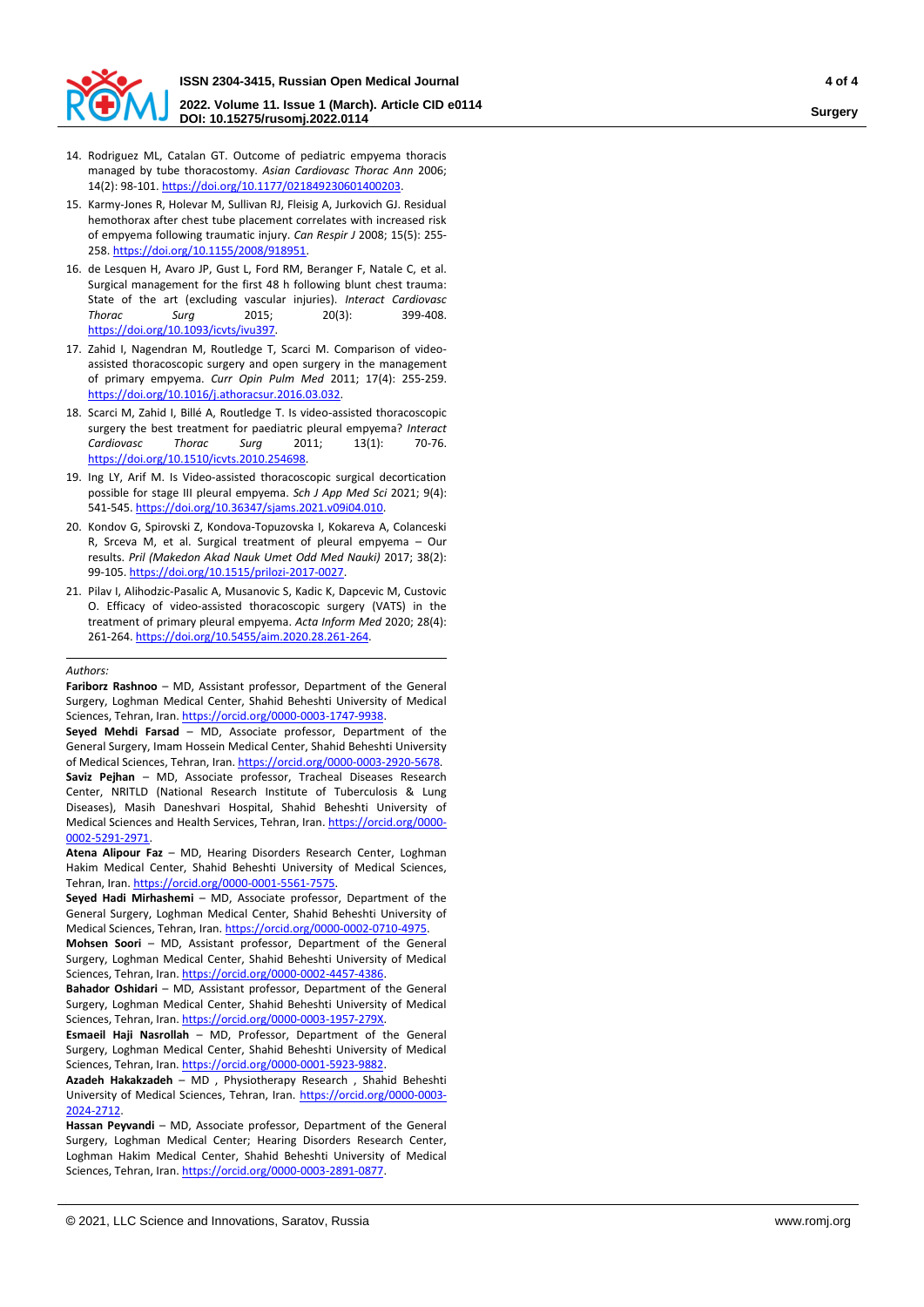14. Rodriguez ML, Catalan GT. Outcome of pediatric empyema thoracis managed by tube thoracostomy. *Asian Cardiovasc Thorac Ann* 2006; 14(2): 98-101. https://doi.org/10.1177/021849230601400203.
15. Karmy-Jones R, Holevar M, Sullivan RJ, Fleisig A, Jurkovich GJ. Residual hemothorax after chest tube placement correlates with increased risk of empyema following traumatic injury. *Can Respir J* 2008; 15(5): 255-258. https://doi.org/10.1155/2008/918951.
16. de Lesquen H, Avaro JP, Gust L, Ford RM, Beranger F, Natale C, et al. Surgical management for the first 48 h following blunt chest trauma: State of the art (excluding vascular injuries). *Interact Cardiovasc Thorac Surg* 2015; 20(3): 399-408. https://doi.org/10.1093/icvts/ivu397.
17. Zahid I, Nagendran M, Routledge T, Scarci M. Comparison of video-assisted thoracoscopic surgery and open surgery in the management of primary empyema. *Curr Opin Pulm Med* 2011; 17(4): 255-259. https://doi.org/10.1016/j.athoracsur.2016.03.032.
18. Scarci M, Zahid I, Billé A, Routledge T. Is video-assisted thoracoscopic surgery the best treatment for paediatric pleural empyema? *Interact Cardiovasc Thorac Surg* 2011; 13(1): 70-76. https://doi.org/10.1510/icvts.2010.254698.
19. Ing LY, Arif M. Is Video-assisted thoracoscopic surgical decortication possible for stage III pleural empyema. *Sch J App Med Sci* 2021; 9(4): 541-545. https://doi.org/10.36347/sjams.2021.v09i04.010.
20. Kondov G, Spirovski Z, Kondova-Topuzovska I, Kokareva A, Colanceski R, Srceva M, et al. Surgical treatment of pleural empyema – Our results. *Pril (Makedon Akad Nauk Umet Odd Med Nauki)* 2017; 38(2): 99-105. https://doi.org/10.1515/prilozi-2017-0027.
21. Pilav I, Alihodzic-Pasalic A, Musanovic S, Kadic K, Dapcevic M, Custovic O. Efficacy of video-assisted thoracoscopic surgery (VATS) in the treatment of primary pleural empyema. *Acta Inform Med* 2020; 28(4): 261-264. https://doi.org/10.5455/aim.2020.28.261-264.

---

*Authors:*

**Fariborz Rashnoo** – MD, Assistant professor, Department of the General Surgery, Loghman Medical Center, Shahid Beheshti University of Medical Sciences, Tehran, Iran. https://orcid.org/0000-0003-1747-9938.

**Seyed Mehdi Farsad** – MD, Associate professor, Department of the General Surgery, Imam Hossein Medical Center, Shahid Beheshti University of Medical Sciences, Tehran, Iran. https://orcid.org/0000-0003-2920-5678.

**Saviz Pejhan** – MD, Associate professor, Tracheal Diseases Research Center, NRITLD (National Research Institute of Tuberculosis & Lung Diseases), Masih Daneshvari Hospital, Shahid Beheshti University of Medical Sciences and Health Services, Tehran, Iran. https://orcid.org/0000-0002-5291-2971.

**Atena Alipour Faz** – MD, Hearing Disorders Research Center, Loghman Hakim Medical Center, Shahid Beheshti University of Medical Sciences, Tehran, Iran. https://orcid.org/0000-0001-5561-7575.

**Seyed Hadi Mirhashemi** – MD, Associate professor, Department of the General Surgery, Loghman Medical Center, Shahid Beheshti University of Medical Sciences, Tehran, Iran. https://orcid.org/0000-0002-0710-4975.

**Mohsen Soori** – MD, Assistant professor, Department of the General Surgery, Loghman Medical Center, Shahid Beheshti University of Medical Sciences, Tehran, Iran. https://orcid.org/0000-0002-4457-4386.

**Bahador Oshidari** – MD, Assistant professor, Department of the General Surgery, Loghman Medical Center, Shahid Beheshti University of Medical Sciences, Tehran, Iran. https://orcid.org/0000-0003-1957-279X.

**Esmaeil Haji Nasrollah** – MD, Professor, Department of the General Surgery, Loghman Medical Center, Shahid Beheshti University of Medical Sciences, Tehran, Iran. https://orcid.org/0000-0001-5923-9882.

**Azadeh Hakakzadeh** – MD , Physiotherapy Research , Shahid Beheshti University of Medical Sciences, Tehran, Iran. https://orcid.org/0000-0003-2024-2712.

**Hassan Peyvandi** – MD, Associate professor, Department of the General Surgery, Loghman Medical Center; Hearing Disorders Research Center, Loghman Hakim Medical Center, Shahid Beheshti University of Medical Sciences, Tehran, Iran. https://orcid.org/0000-0003-2891-0877.